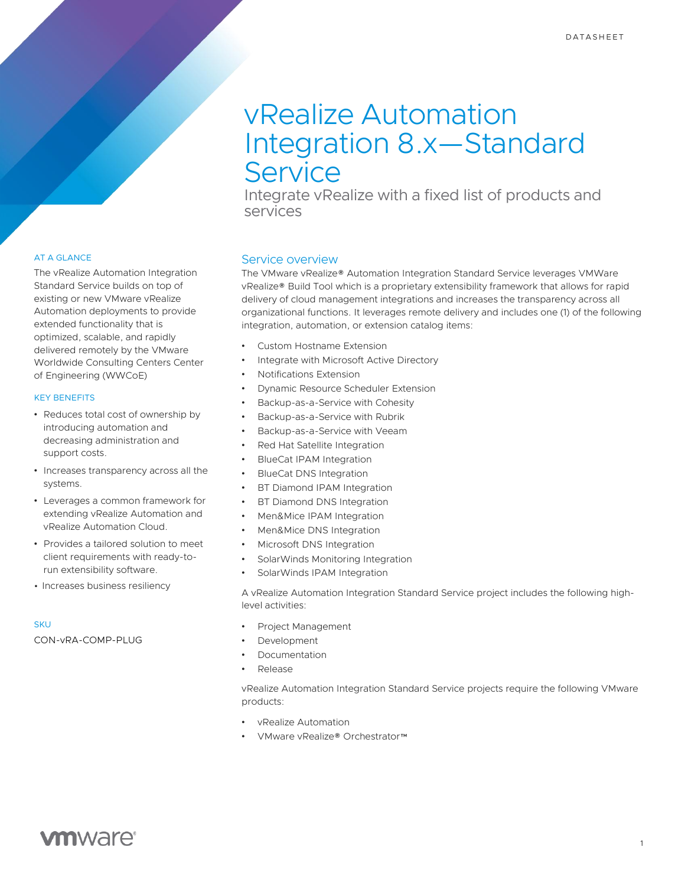DATASHEET

# vRealize Automation Integration 8.x—Standard Service

Integrate vRealize with a fixed list of products and services

## AT A GLANCE

The vRealize Automation Integration Standard Service builds on top of existing or new VMware vRealize Automation deployments to provide extended functionality that is optimized, scalable, and rapidly delivered remotely by the VMware Worldwide Consulting Centers Center of Engineering (WWCoE)

## KEY BENEFITS

- Reduces total cost of ownership by introducing automation and decreasing administration and support costs.
- Increases transparency across all the systems.
- Leverages a common framework for extending vRealize Automation and vRealize Automation Cloud.
- Provides a tailored solution to meet client requirements with ready-to-run extensibility software.
- Increases business resiliency

## SKU

CON-vRA-COMP-PLUG

## Service overview

The VMware vRealize® Automation Integration Standard Service leverages VMWare vRealize® Build Tool which is a proprietary extensibility framework that allows for rapid delivery of cloud management integrations and increases the transparency across all organizational functions. It leverages remote delivery and includes one (1) of the following integration, automation, or extension catalog items:

- Custom Hostname Extension
- Integrate with Microsoft Active Directory
- Notifications Extension
- Dynamic Resource Scheduler Extension
- Backup-as-a-Service with Cohesity
- Backup-as-a-Service with Rubrik
- Backup-as-a-Service with Veeam
- Red Hat Satellite Integration
- BlueCat IPAM Integration
- BlueCat DNS Integration
- BT Diamond IPAM Integration
- BT Diamond DNS Integration
- Men&Mice IPAM Integration
- Men&Mice DNS Integration
- Microsoft DNS Integration
- SolarWinds Monitoring Integration
- SolarWinds IPAM Integration

A vRealize Automation Integration Standard Service project includes the following high-level activities:

- Project Management
- Development
- Documentation
- Release

vRealize Automation Integration Standard Service projects require the following VMware products:

- vRealize Automation
- VMware vRealize® Orchestrator™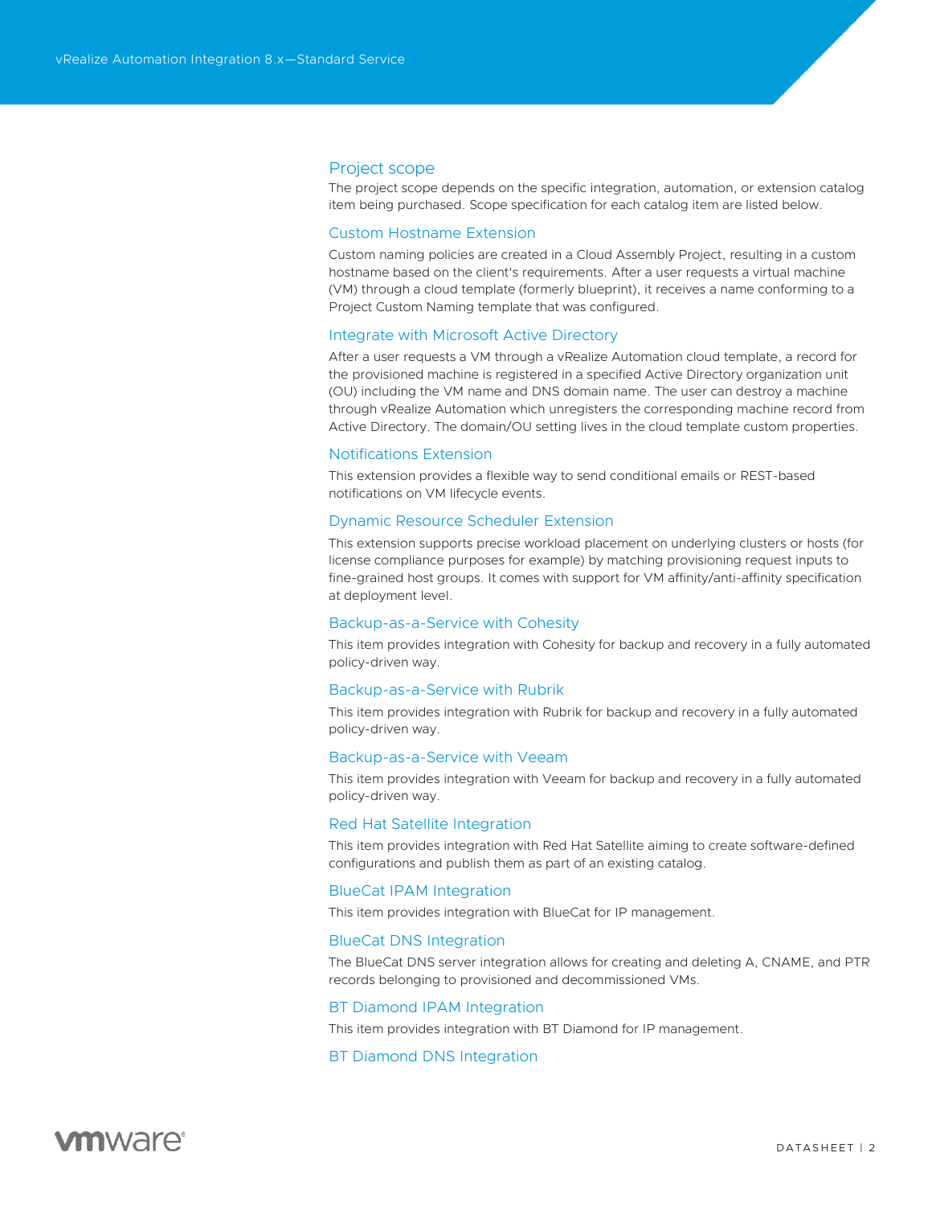## Project scope

The project scope depends on the specific integration, automation, or extension catalog item being purchased. Scope specification for each catalog item are listed below.

### Custom Hostname Extension

Custom naming policies are created in a Cloud Assembly Project, resulting in a custom hostname based on the client's requirements. After a user requests a virtual machine (VM) through a cloud template (formerly blueprint), it receives a name conforming to a Project Custom Naming template that was configured.

### Integrate with Microsoft Active Directory

After a user requests a VM through a vRealize Automation cloud template, a record for the provisioned machine is registered in a specified Active Directory organization unit (OU) including the VM name and DNS domain name. The user can destroy a machine through vRealize Automation which unregisters the corresponding machine record from Active Directory. The domain/OU setting lives in the cloud template custom properties.

### Notifications Extension

This extension provides a flexible way to send conditional emails or REST-based notifications on VM lifecycle events.

### Dynamic Resource Scheduler Extension

This extension supports precise workload placement on underlying clusters or hosts (for license compliance purposes for example) by matching provisioning request inputs to fine-grained host groups. It comes with support for VM affinity/anti-affinity specification at deployment level.

### Backup-as-a-Service with Cohesity

This item provides integration with Cohesity for backup and recovery in a fully automated policy-driven way.

### Backup-as-a-Service with Rubrik

This item provides integration with Rubrik for backup and recovery in a fully automated policy-driven way.

### Backup-as-a-Service with Veeam

This item provides integration with Veeam for backup and recovery in a fully automated policy-driven way.

### Red Hat Satellite Integration

This item provides integration with Red Hat Satellite aiming to create software-defined configurations and publish them as part of an existing catalog.

### BlueCat IPAM Integration

This item provides integration with BlueCat for IP management.

### BlueCat DNS Integration

The BlueCat DNS server integration allows for creating and deleting A, CNAME, and PTR records belonging to provisioned and decommissioned VMs.

### BT Diamond IPAM Integration

This item provides integration with BT Diamond for IP management.

### BT Diamond DNS Integration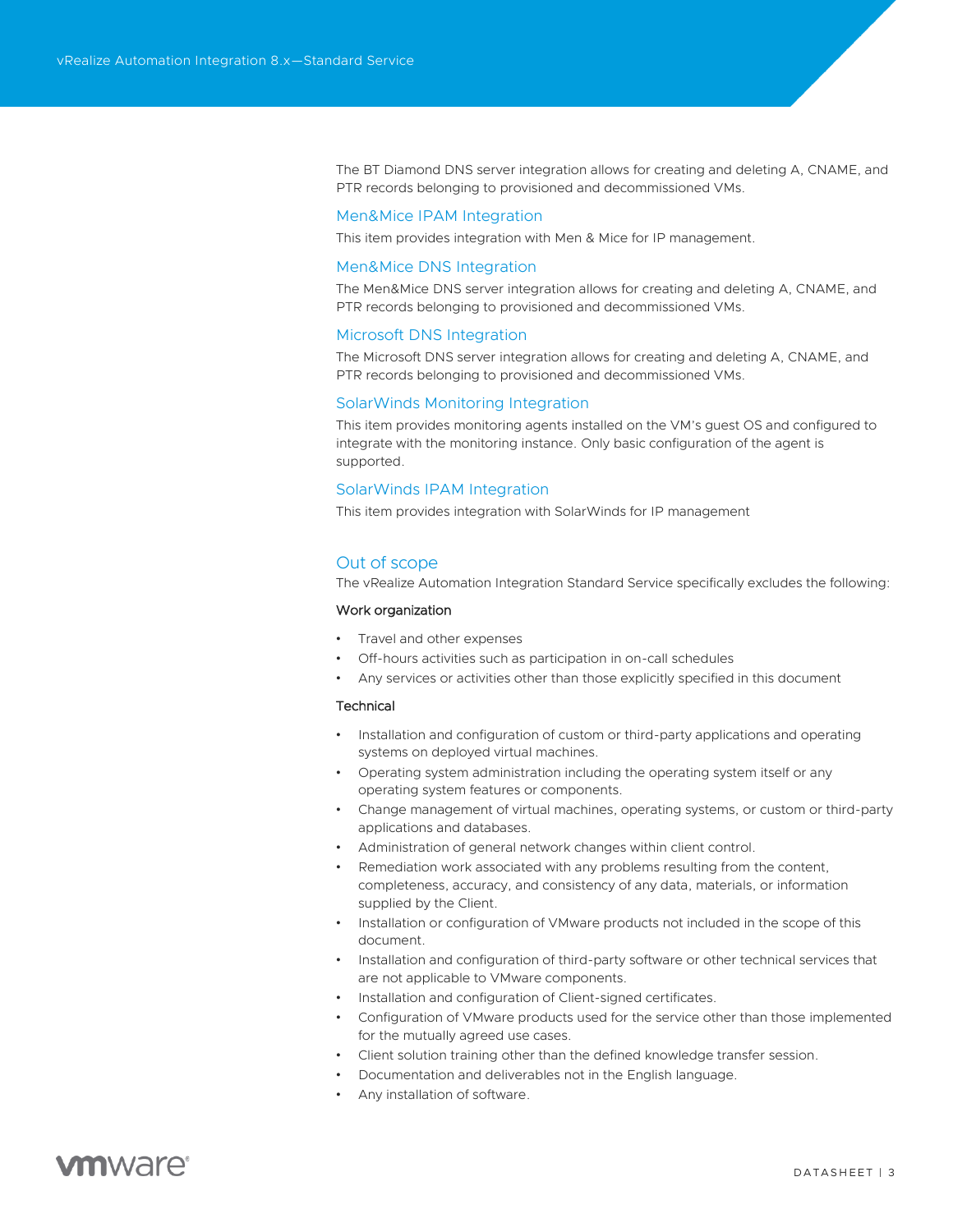The BT Diamond DNS server integration allows for creating and deleting A, CNAME, and PTR records belonging to provisioned and decommissioned VMs.

### Men&Mice IPAM Integration

This item provides integration with Men & Mice for IP management.

### Men&Mice DNS Integration

The Men&Mice DNS server integration allows for creating and deleting A, CNAME, and PTR records belonging to provisioned and decommissioned VMs.

### Microsoft DNS Integration

The Microsoft DNS server integration allows for creating and deleting A, CNAME, and PTR records belonging to provisioned and decommissioned VMs.

### SolarWinds Monitoring Integration

This item provides monitoring agents installed on the VM's guest OS and configured to integrate with the monitoring instance. Only basic configuration of the agent is supported.

### SolarWinds IPAM Integration

This item provides integration with SolarWinds for IP management

## Out of scope

The vRealize Automation Integration Standard Service specifically excludes the following:

#### Work organization

- Travel and other expenses
- Off-hours activities such as participation in on-call schedules
- Any services or activities other than those explicitly specified in this document

#### Technical

- Installation and configuration of custom or third-party applications and operating systems on deployed virtual machines.
- Operating system administration including the operating system itself or any operating system features or components.
- Change management of virtual machines, operating systems, or custom or third-party applications and databases.
- Administration of general network changes within client control.
- Remediation work associated with any problems resulting from the content, completeness, accuracy, and consistency of any data, materials, or information supplied by the Client.
- Installation or configuration of VMware products not included in the scope of this document.
- Installation and configuration of third-party software or other technical services that are not applicable to VMware components.
- Installation and configuration of Client-signed certificates.
- Configuration of VMware products used for the service other than those implemented for the mutually agreed use cases.
- Client solution training other than the defined knowledge transfer session.
- Documentation and deliverables not in the English language.
- Any installation of software.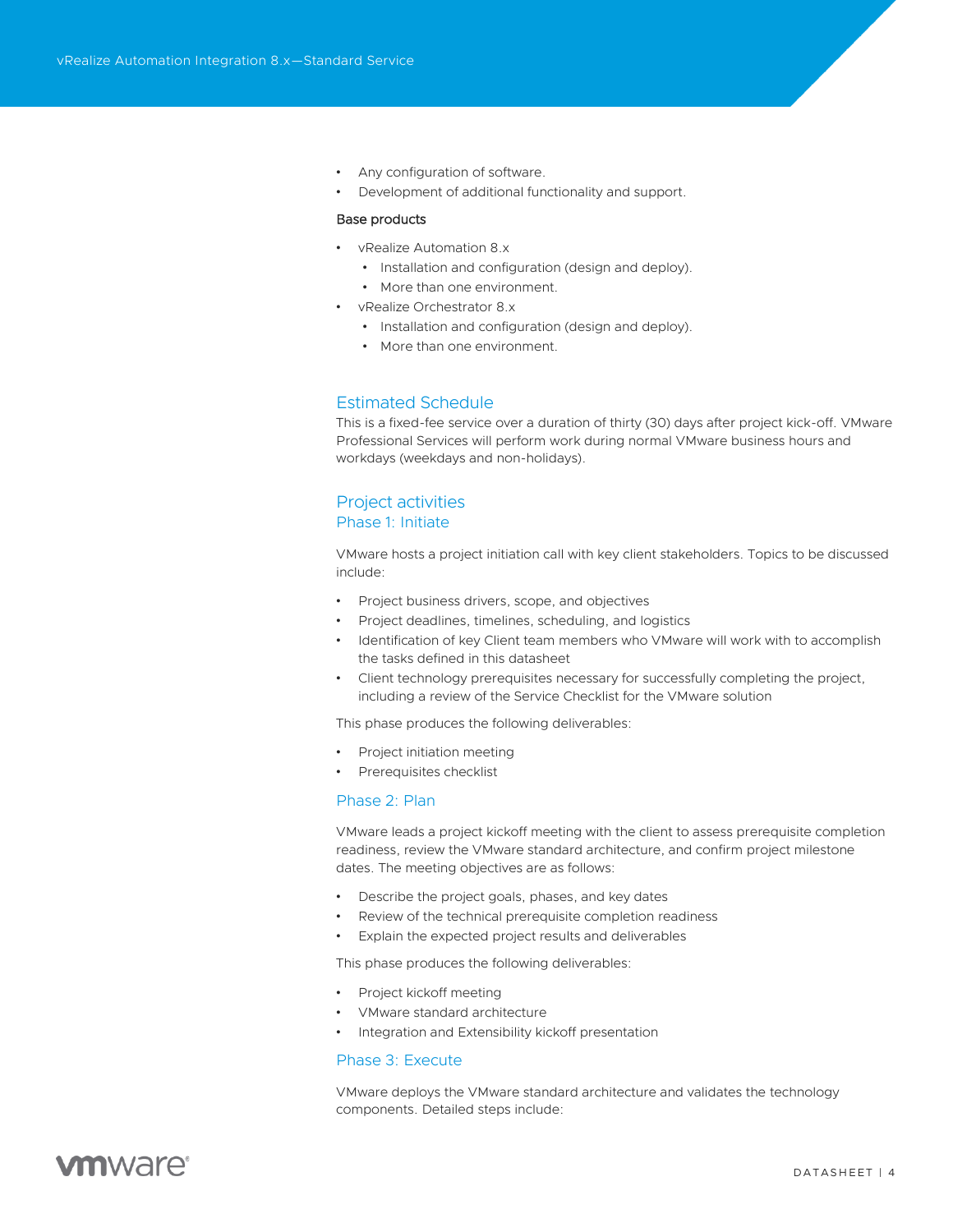- Any configuration of software.
- Development of additional functionality and support.

**Base products**

- vRealize Automation 8.x
  - Installation and configuration (design and deploy).
  - More than one environment.
- vRealize Orchestrator 8.x
  - Installation and configuration (design and deploy).
  - More than one environment.

## Estimated Schedule

This is a fixed-fee service over a duration of thirty (30) days after project kick-off. VMware Professional Services will perform work during normal VMware business hours and workdays (weekdays and non-holidays).

## Project activities

### Phase 1: Initiate

VMware hosts a project initiation call with key client stakeholders. Topics to be discussed include:

- Project business drivers, scope, and objectives
- Project deadlines, timelines, scheduling, and logistics
- Identification of key Client team members who VMware will work with to accomplish the tasks defined in this datasheet
- Client technology prerequisites necessary for successfully completing the project, including a review of the Service Checklist for the VMware solution

This phase produces the following deliverables:

- Project initiation meeting
- Prerequisites checklist

### Phase 2: Plan

VMware leads a project kickoff meeting with the client to assess prerequisite completion readiness, review the VMware standard architecture, and confirm project milestone dates. The meeting objectives are as follows:

- Describe the project goals, phases, and key dates
- Review of the technical prerequisite completion readiness
- Explain the expected project results and deliverables

This phase produces the following deliverables:

- Project kickoff meeting
- VMware standard architecture
- Integration and Extensibility kickoff presentation

### Phase 3: Execute

VMware deploys the VMware standard architecture and validates the technology components. Detailed steps include: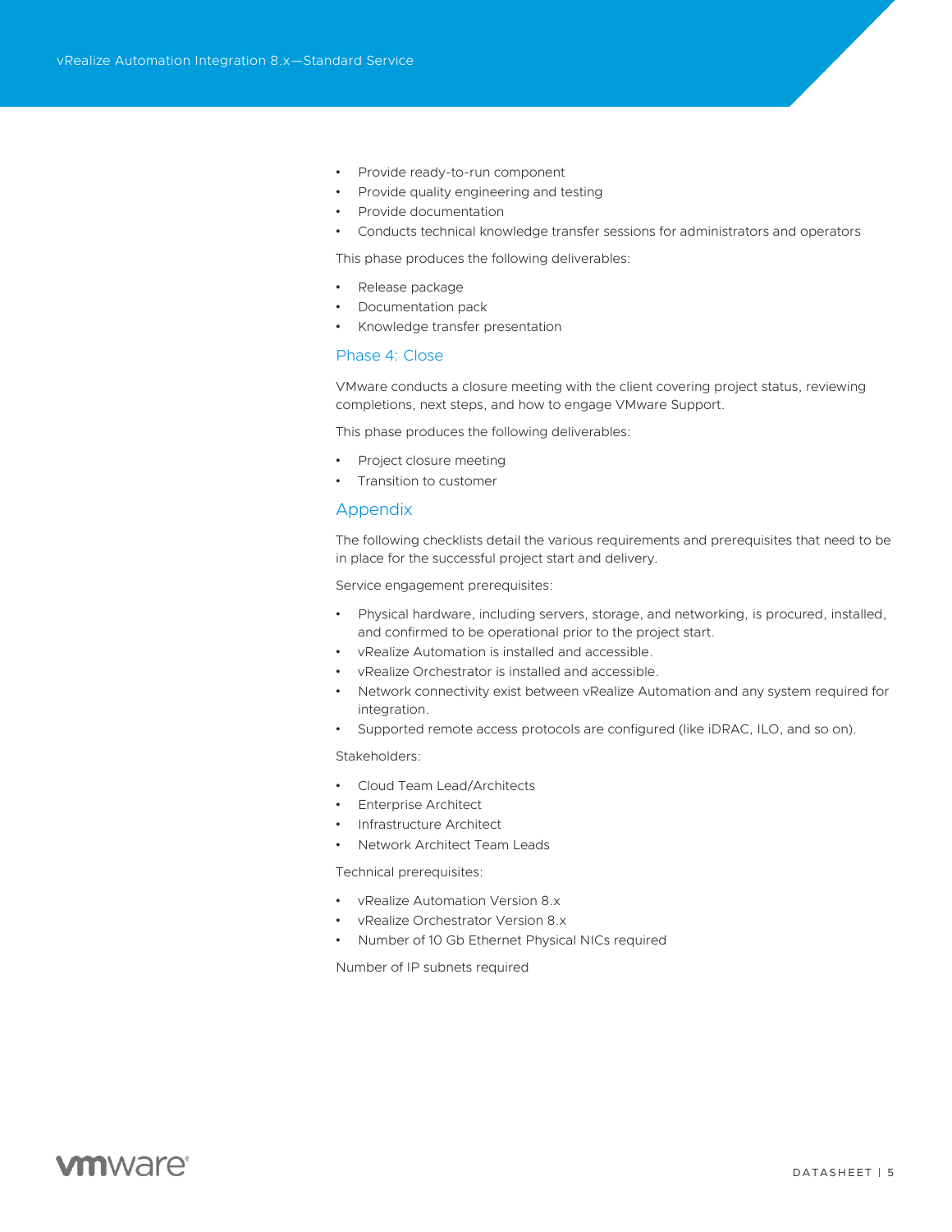- Provide ready-to-run component
- Provide quality engineering and testing
- Provide documentation
- Conducts technical knowledge transfer sessions for administrators and operators

This phase produces the following deliverables:

- Release package
- Documentation pack
- Knowledge transfer presentation

### Phase 4: Close

VMware conducts a closure meeting with the client covering project status, reviewing completions, next steps, and how to engage VMware Support.

This phase produces the following deliverables:

- Project closure meeting
- Transition to customer

## Appendix

The following checklists detail the various requirements and prerequisites that need to be in place for the successful project start and delivery.

Service engagement prerequisites:

- Physical hardware, including servers, storage, and networking, is procured, installed, and confirmed to be operational prior to the project start.
- vRealize Automation is installed and accessible.
- vRealize Orchestrator is installed and accessible.
- Network connectivity exist between vRealize Automation and any system required for integration.
- Supported remote access protocols are configured (like iDRAC, ILO, and so on).

Stakeholders:

- Cloud Team Lead/Architects
- Enterprise Architect
- Infrastructure Architect
- Network Architect Team Leads

Technical prerequisites:

- vRealize Automation Version 8.x
- vRealize Orchestrator Version 8.x
- Number of 10 Gb Ethernet Physical NICs required

Number of IP subnets required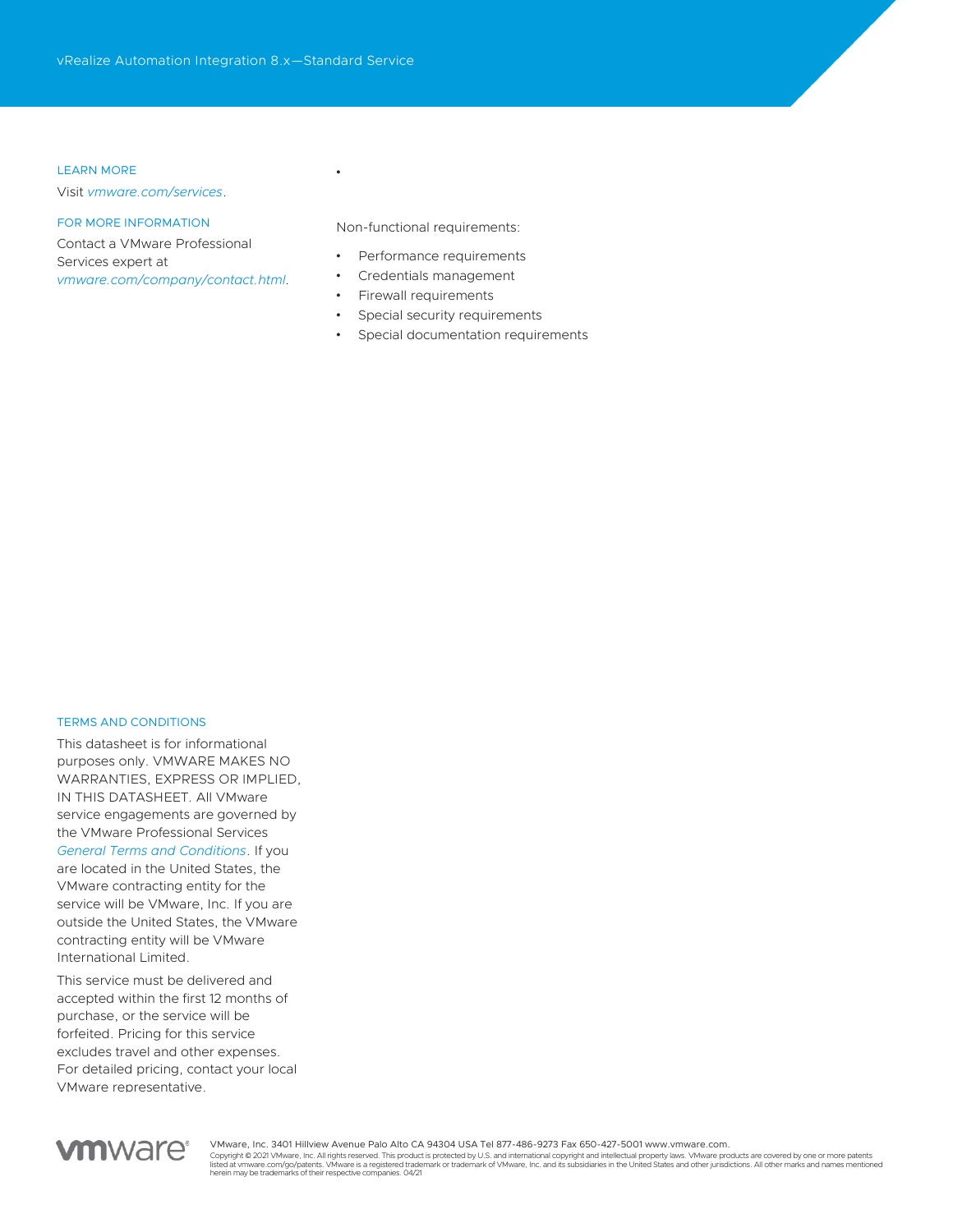### LEARN MORE

Visit *vmware.com/services*.

### FOR MORE INFORMATION

Contact a VMware Professional Services expert at *vmware.com/company/contact.html*.

### TERMS AND CONDITIONS

This datasheet is for informational purposes only. VMWARE MAKES NO WARRANTIES, EXPRESS OR IMPLIED, IN THIS DATASHEET. All VMware service engagements are governed by the VMware Professional Services *General Terms and Conditions*. If you are located in the United States, the VMware contracting entity for the service will be VMware, Inc. If you are outside the United States, the VMware contracting entity will be VMware International Limited.

This service must be delivered and accepted within the first 12 months of purchase, or the service will be forfeited. Pricing for this service excludes travel and other expenses. For detailed pricing, contact your local VMware representative.

•

Non-functional requirements:

- Performance requirements
- Credentials management
- Firewall requirements
- Special security requirements
- Special documentation requirements

VMware, Inc. 3401 Hillview Avenue Palo Alto CA 94304 USA Tel 877-486-9273 Fax 650-427-5001 www.vmware.com.
Copyright © 2021 VMware, Inc. All rights reserved. This product is protected by U.S. and international copyright and intellectual property laws. VMware products are covered by one or more patents listed at vmware.com/go/patents. VMware is a registered trademark or trademark of VMware, Inc. and its subsidiaries in the United States and other jurisdictions. All other marks and names mentioned herein may be trademarks of their respective companies. 04/21